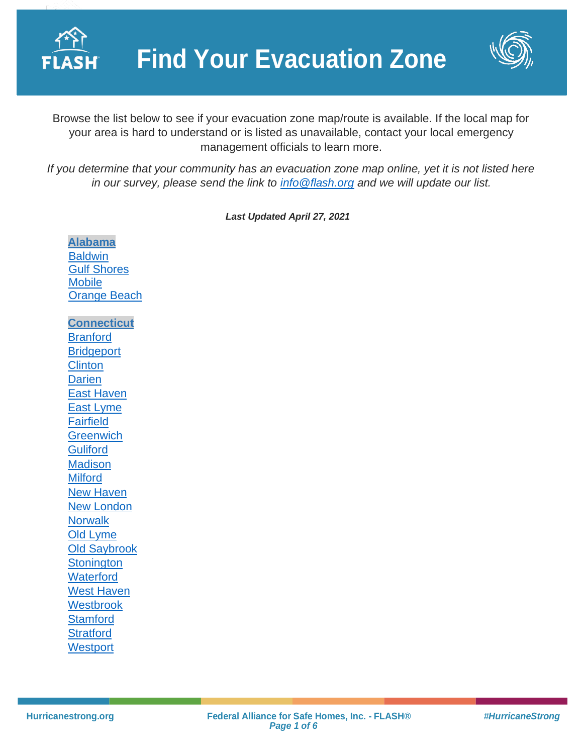# Find Your Evacuation Zone

Browse the list below to see if your evacuation zone map/route is available. If the local map for your area is hard to understand or is listed as unavailable, contact your local emergency management officials to learn more.

*If you determine that your community has an evacuation zone map online, yet it is not listed here in our survey, please send the link to info@flash.org and we will update our list.*

***Last Updated April 27, 2021***

**Alabama**

Baldwin
Gulf Shores
Mobile
Orange Beach

**Connecticut**

Branford
Bridgeport
Clinton
Darien
East Haven
East Lyme
Fairfield
Greenwich
Guliford
Madison
Milford
New Haven
New London
Norwalk
Old Lyme
Old Saybrook
Stonington
Waterford
West Haven
Westbrook
Stamford
Stratford
Westport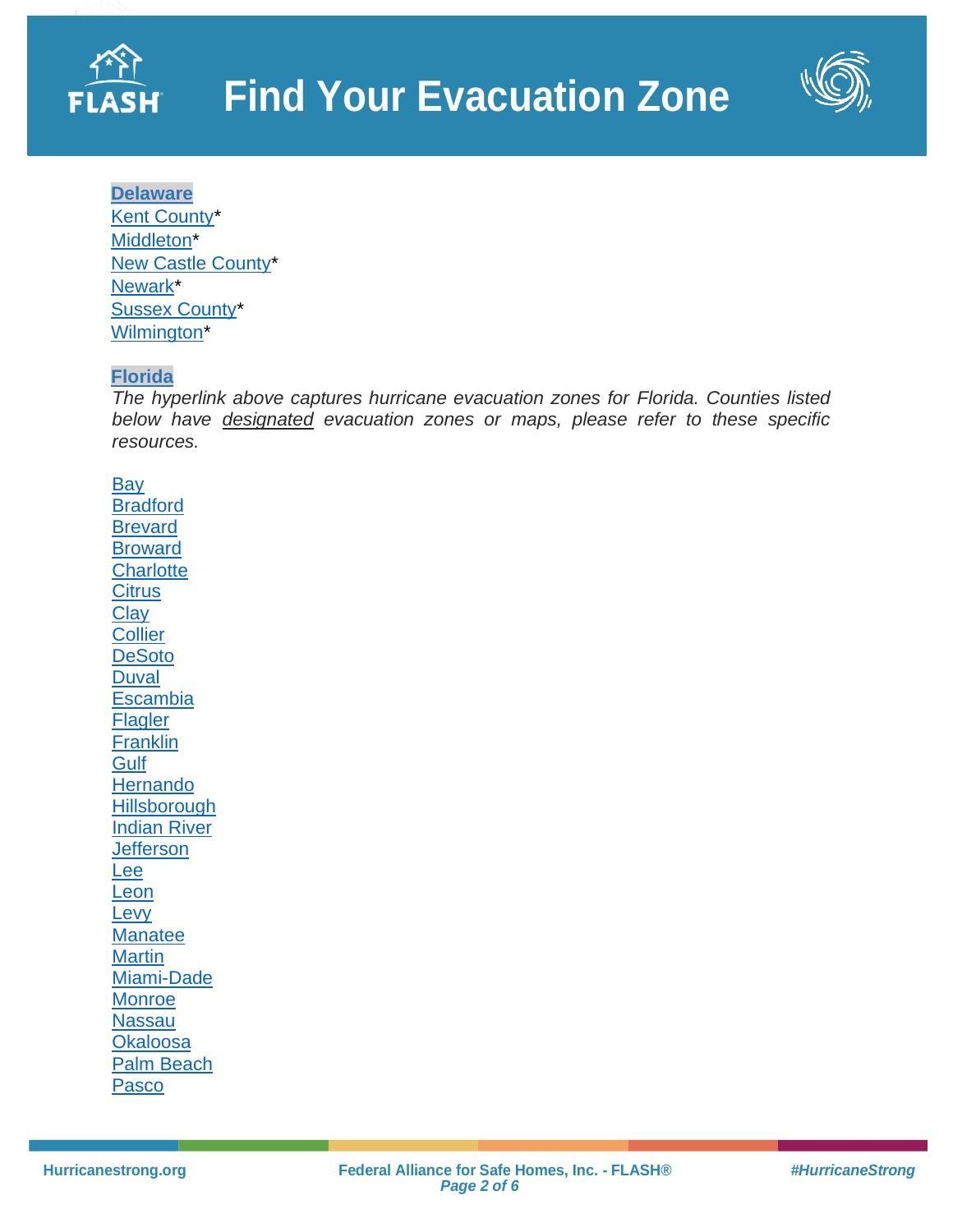# Find Your Evacuation Zone

## Delaware

Kent County*
Middleton*
New Castle County*
Newark*
Sussex County*
Wilmington*

## Florida

*The hyperlink above captures hurricane evacuation zones for Florida. Counties listed below have designated evacuation zones or maps, please refer to these specific resources.*

Bay
Bradford
Brevard
Broward
Charlotte
Citrus
Clay
Collier
DeSoto
Duval
Escambia
Flagler
Franklin
Gulf
Hernando
Hillsborough
Indian River
Jefferson
Lee
Leon
Levy
Manatee
Martin
Miami-Dade
Monroe
Nassau
Okaloosa
Palm Beach
Pasco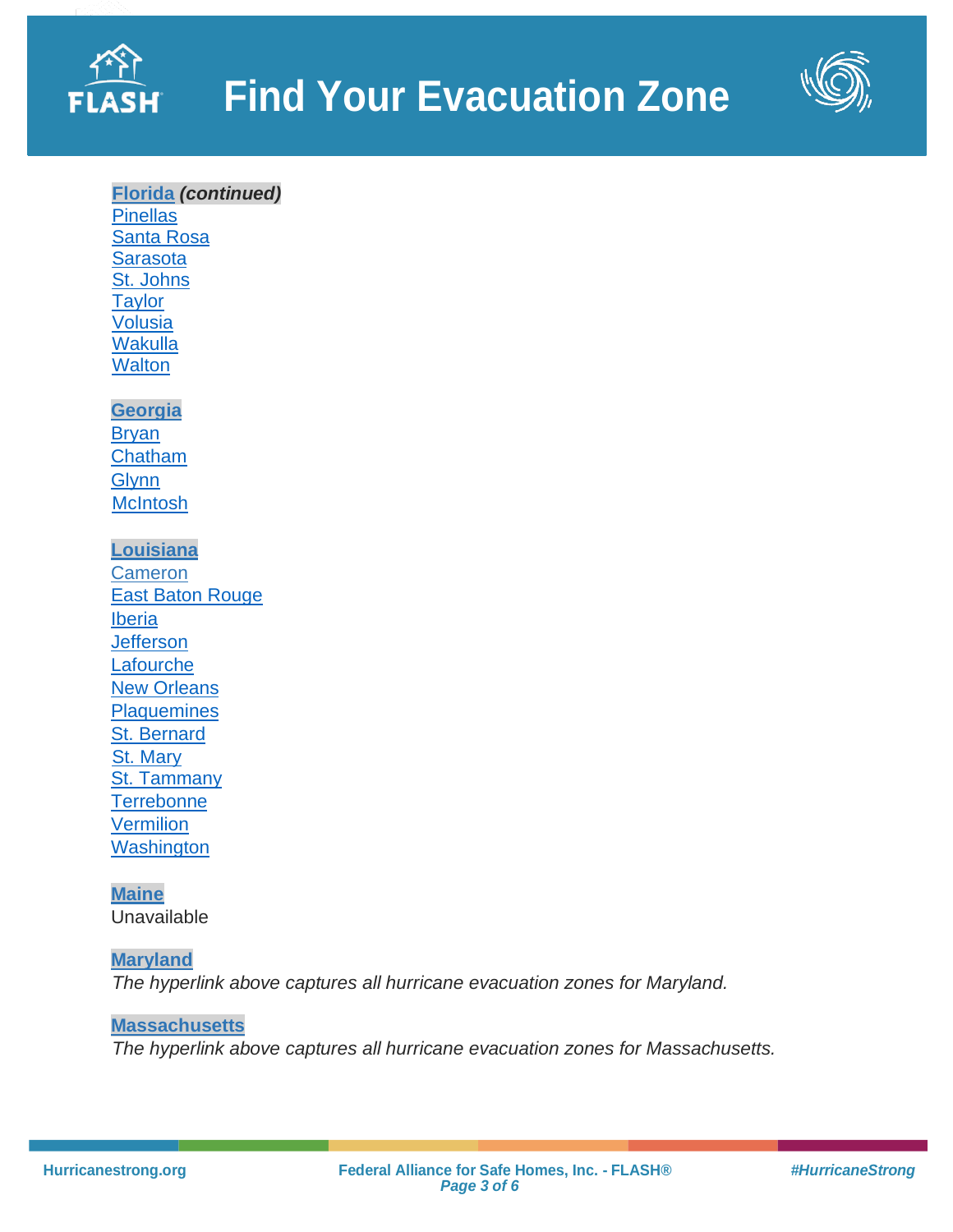# Find Your Evacuation Zone

**Florida** ***(continued)***

Pinellas
Santa Rosa
Sarasota
St. Johns
Taylor
Volusia
Wakulla
Walton

**Georgia**

Bryan
Chatham
Glynn
McIntosh

**Louisiana**

Cameron
East Baton Rouge
Iberia
Jefferson
Lafourche
New Orleans
Plaquemines
St. Bernard
St. Mary
St. Tammany
Terrebonne
Vermilion
Washington

**Maine**

Unavailable

**Maryland**

*The hyperlink above captures all hurricane evacuation zones for Maryland.*

**Massachusetts**

*The hyperlink above captures all hurricane evacuation zones for Massachusetts.*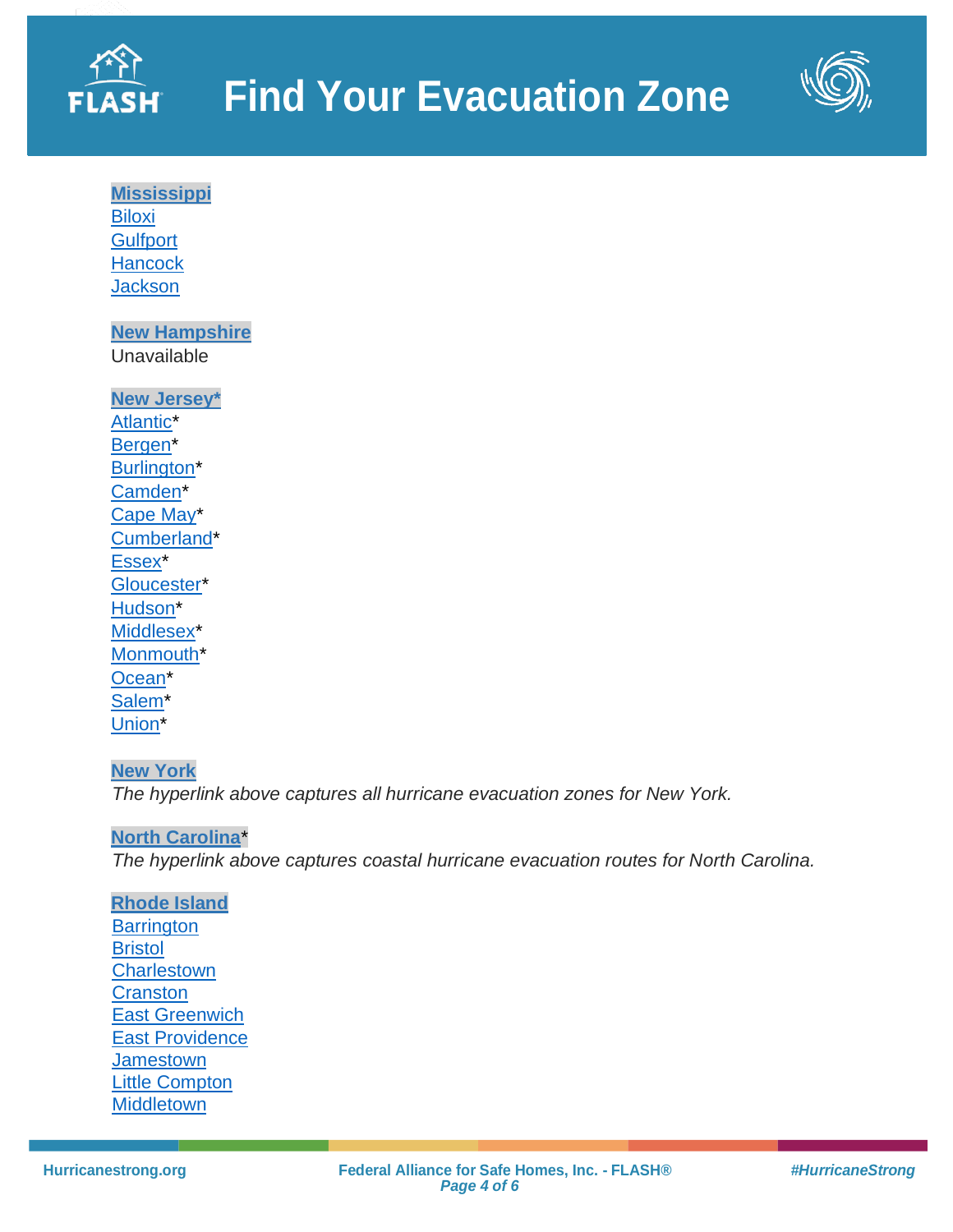# Find Your Evacuation Zone

**Mississippi**
Biloxi
Gulfport
Hancock
Jackson

**New Hampshire**
Unavailable

**New Jersey***
Atlantic*
Bergen*
Burlington*
Camden*
Cape May*
Cumberland*
Essex*
Gloucester*
Hudson*
Middlesex*
Monmouth*
Ocean*
Salem*
Union*

**New York**
*The hyperlink above captures all hurricane evacuation zones for New York.*

**North Carolina***
*The hyperlink above captures coastal hurricane evacuation routes for North Carolina.*

**Rhode Island**
Barrington
Bristol
Charlestown
Cranston
East Greenwich
East Providence
Jamestown
Little Compton
Middletown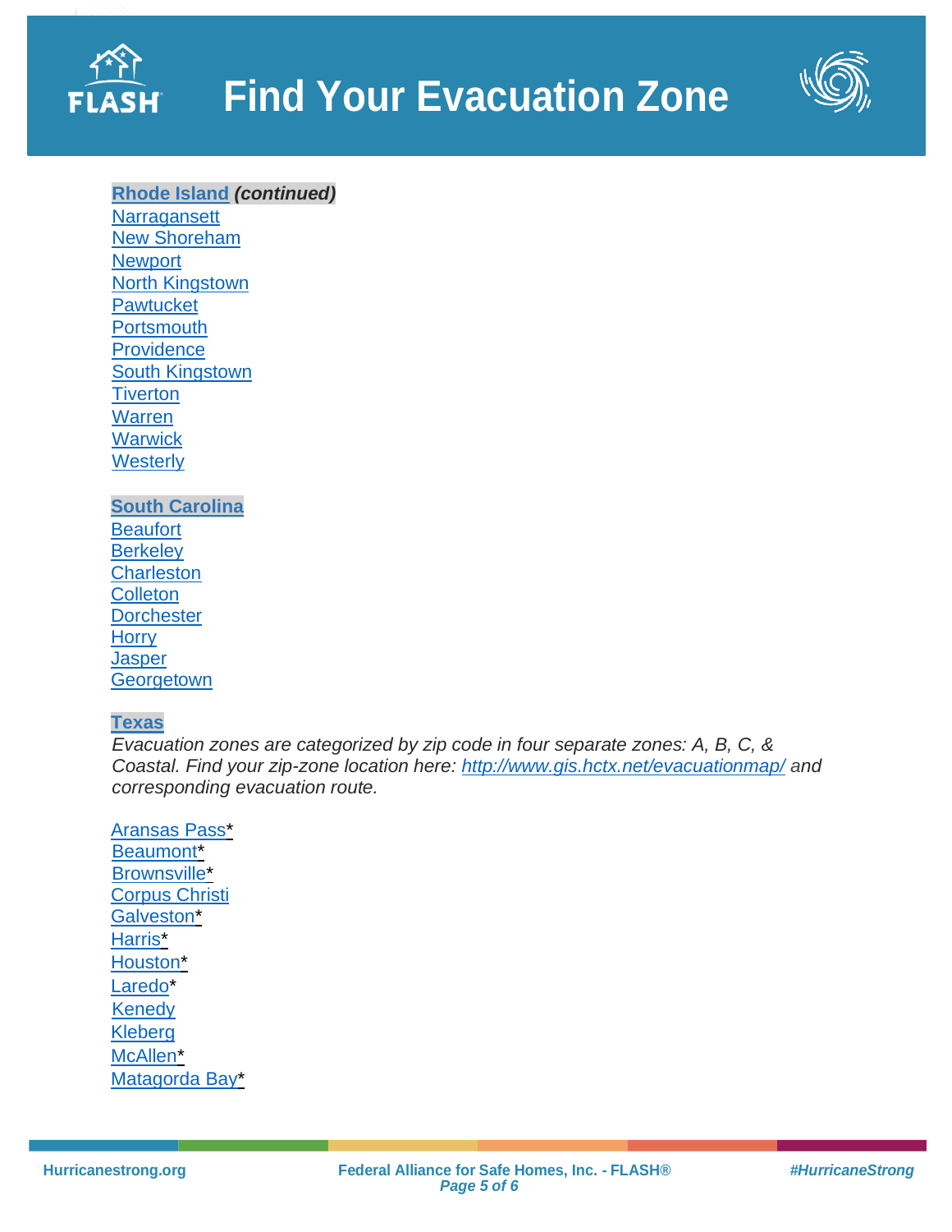# Find Your Evacuation Zone

**Rhode Island *(continued)***

Narragansett
New Shoreham
Newport
North Kingstown
Pawtucket
Portsmouth
Providence
South Kingstown
Tiverton
Warren
Warwick
Westerly

**South Carolina**

Beaufort
Berkeley
Charleston
Colleton
Dorchester
Horry
Jasper
Georgetown

**Texas**

*Evacuation zones are categorized by zip code in four separate zones: A, B, C, & Coastal. Find your zip-zone location here: http://www.gis.hctx.net/evacuationmap/ and corresponding evacuation route.*

Aransas Pass*
Beaumont*
Brownsville*
Corpus Christi
Galveston*
Harris*
Houston*
Laredo*
Kenedy
Kleberg
McAllen*
Matagorda Bay*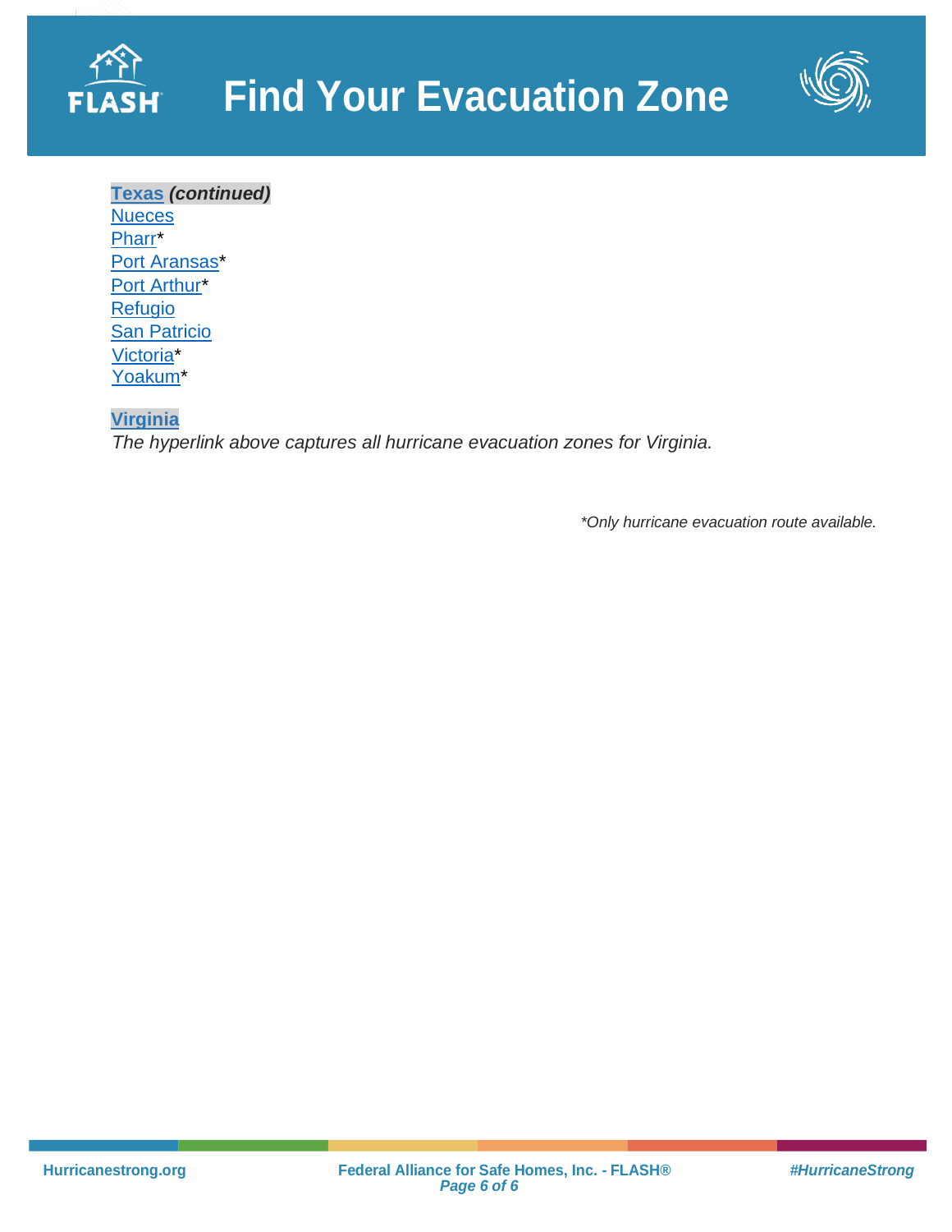# Find Your Evacuation Zone

**Texas *(continued)***

Nueces
Pharr*
Port Aransas*
Port Arthur*
Refugio
San Patricio
Victoria*
Yoakum*

**Virginia**

*The hyperlink above captures all hurricane evacuation zones for Virginia.*

*\*Only hurricane evacuation route available.*